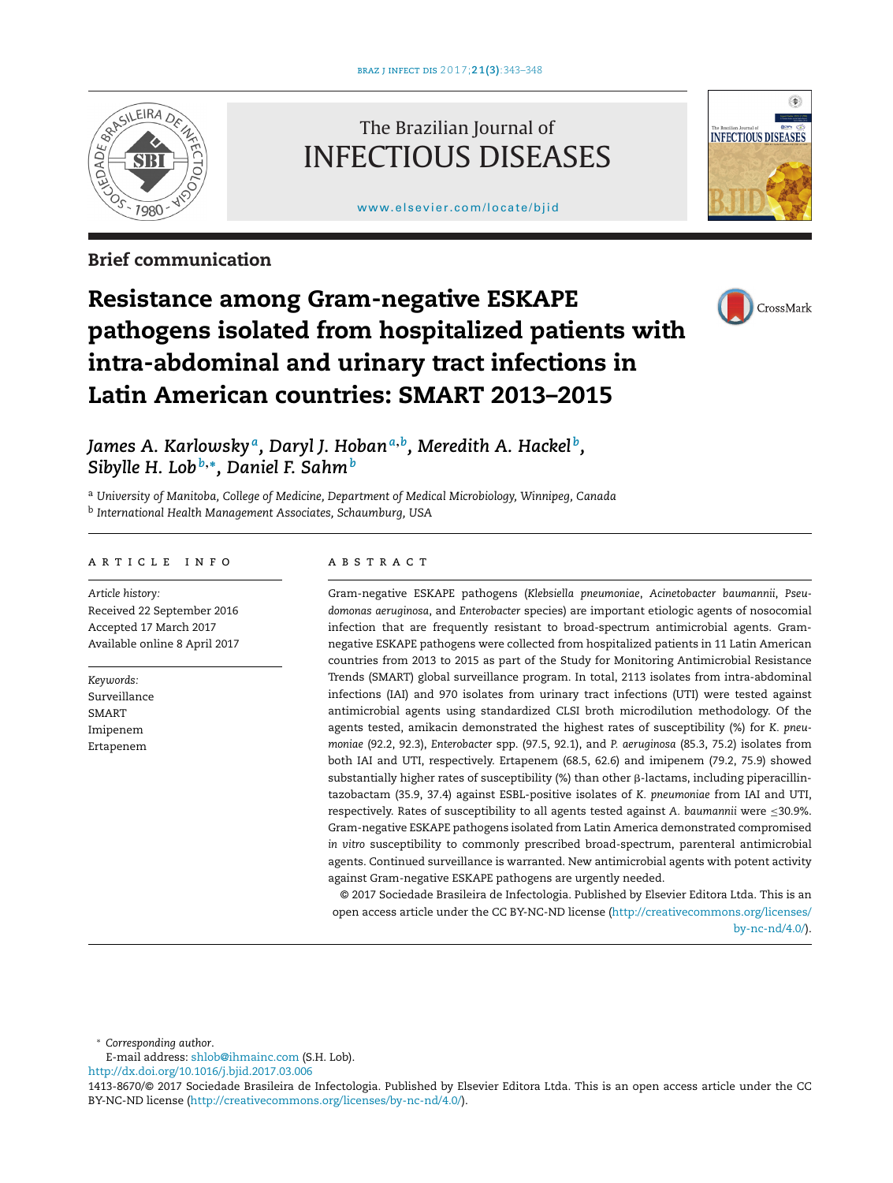Brief communication

# Resistance among Gram-negative ESKAPE pathogens isolated from hospitalized patients with intra-abdominal and urinary tract infections in Latin American countries: SMART 2013–2015

*James A. Karlowsky*[a], *Daryl J. Hoban*[a,b], *Meredith A. Hackel*[b], *Sibylle H. Lob*[b,*], *Daniel F. Sahm*[b]

[a] *University of Manitoba, College of Medicine, Department of Medical Microbiology, Winnipeg, Canada*
[b] *International Health Management Associates, Schaumburg, USA*

## ARTICLE INFO

*Article history:*
Received 22 September 2016
Accepted 17 March 2017
Available online 8 April 2017

*Keywords:*
Surveillance
SMART
Imipenem
Ertapenem

## ABSTRACT

Gram-negative ESKAPE pathogens (*Klebsiella pneumoniae*, *Acinetobacter baumannii*, *Pseudomonas aeruginosa*, and *Enterobacter* species) are important etiologic agents of nosocomial infection that are frequently resistant to broad-spectrum antimicrobial agents. Gram-negative ESKAPE pathogens were collected from hospitalized patients in 11 Latin American countries from 2013 to 2015 as part of the Study for Monitoring Antimicrobial Resistance Trends (SMART) global surveillance program. In total, 2113 isolates from intra-abdominal infections (IAI) and 970 isolates from urinary tract infections (UTI) were tested against antimicrobial agents using standardized CLSI broth microdilution methodology. Of the agents tested, amikacin demonstrated the highest rates of susceptibility (%) for *K. pneumoniae* (92.2, 92.3), *Enterobacter* spp. (97.5, 92.1), and *P. aeruginosa* (85.3, 75.2) isolates from both IAI and UTI, respectively. Ertapenem (68.5, 62.6) and imipenem (79.2, 75.9) showed substantially higher rates of susceptibility (%) than other β-lactams, including piperacillin-tazobactam (35.9, 37.4) against ESBL-positive isolates of *K. pneumoniae* from IAI and UTI, respectively. Rates of susceptibility to all agents tested against *A. baumannii* were ≤30.9%. Gram-negative ESKAPE pathogens isolated from Latin America demonstrated compromised *in vitro* susceptibility to commonly prescribed broad-spectrum, parenteral antimicrobial agents. Continued surveillance is warranted. New antimicrobial agents with potent activity against Gram-negative ESKAPE pathogens are urgently needed.

© 2017 Sociedade Brasileira de Infectologia. Published by Elsevier Editora Ltda. This is an open access article under the CC BY-NC-ND license (http://creativecommons.org/licenses/by-nc-nd/4.0/).

\* *Corresponding author.*
E-mail address: shlob@ihmainc.com (S.H. Lob).
http://dx.doi.org/10.1016/j.bjid.2017.03.006
1413-8670/© 2017 Sociedade Brasileira de Infectologia. Published by Elsevier Editora Ltda. This is an open access article under the CC BY-NC-ND license (http://creativecommons.org/licenses/by-nc-nd/4.0/).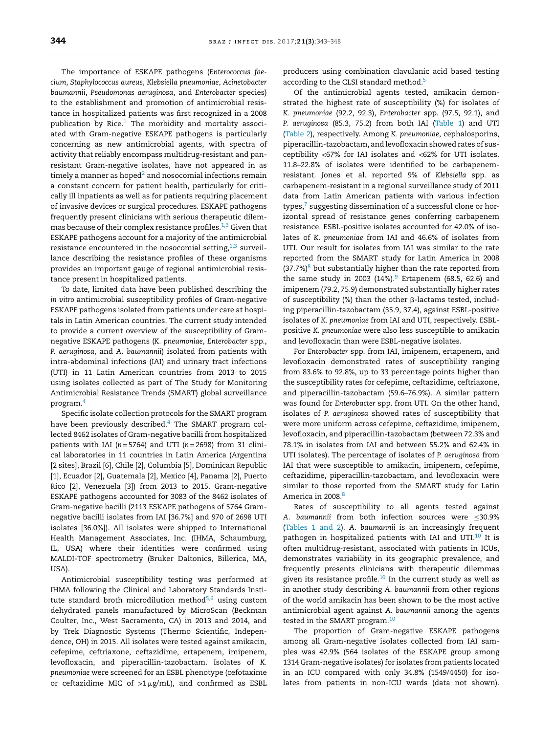The importance of ESKAPE pathogens (*Enterococcus faecium*, *Staphylococcus aureus*, *Klebsiella pneumoniae*, *Acinetobacter baumannii*, *Pseudomonas aeruginosa*, and *Enterobacter* species) to the establishment and promotion of antimicrobial resistance in hospitalized patients was first recognized in a 2008 publication by Rice.[1] The morbidity and mortality associated with Gram-negative ESKAPE pathogens is particularly concerning as new antimicrobial agents, with spectra of activity that reliably encompass multidrug-resistant and pan-resistant Gram-negative isolates, have not appeared in as timely a manner as hoped[2] and nosocomial infections remain a constant concern for patient health, particularly for critically ill inpatients as well as for patients requiring placement of invasive devices or surgical procedures. ESKAPE pathogens frequently present clinicians with serious therapeutic dilemmas because of their complex resistance profiles.[1,3] Given that ESKAPE pathogens account for a majority of the antimicrobial resistance encountered in the nosocomial setting,[1,3] surveillance describing the resistance profiles of these organisms provides an important gauge of regional antimicrobial resistance present in hospitalized patients.

To date, limited data have been published describing the *in vitro* antimicrobial susceptibility profiles of Gram-negative ESKAPE pathogens isolated from patients under care at hospitals in Latin American countries. The current study intended to provide a current overview of the susceptibility of Gram-negative ESKAPE pathogens (*K. pneumoniae*, *Enterobacter* spp., *P. aeruginosa*, and *A. baumannii*) isolated from patients with intra-abdominal infections (IAI) and urinary tract infections (UTI) in 11 Latin American countries from 2013 to 2015 using isolates collected as part of The Study for Monitoring Antimicrobial Resistance Trends (SMART) global surveillance program.[4]

Specific isolate collection protocols for the SMART program have been previously described.[4] The SMART program collected 8462 isolates of Gram-negative bacilli from hospitalized patients with IAI ($n = 5764$) and UTI ($n = 2698$) from 31 clinical laboratories in 11 countries in Latin America (Argentina [2 sites], Brazil [6], Chile [2], Columbia [5], Dominican Republic [1], Ecuador [2], Guatemala [2], Mexico [4], Panama [2], Puerto Rico [2], Venezuela [3]) from 2013 to 2015. Gram-negative ESKAPE pathogens accounted for 3083 of the 8462 isolates of Gram-negative bacilli (2113 ESKAPE pathogens of 5764 Gram-negative bacilli isolates from IAI [36.7%] and 970 of 2698 UTI isolates [36.0%]). All isolates were shipped to International Health Management Associates, Inc. (IHMA, Schaumburg, IL, USA) where their identities were confirmed using MALDI-TOF spectrometry (Bruker Daltonics, Billerica, MA, USA).

Antimicrobial susceptibility testing was performed at IHMA following the Clinical and Laboratory Standards Institute standard broth microdilution method[5,6] using custom dehydrated panels manufactured by MicroScan (Beckman Coulter, Inc., West Sacramento, CA) in 2013 and 2014, and by Trek Diagnostic Systems (Thermo Scientific, Independence, OH) in 2015. All isolates were tested against amikacin, cefepime, ceftriaxone, ceftazidime, ertapenem, imipenem, levofloxacin, and piperacillin-tazobactam. Isolates of *K. pneumoniae* were screened for an ESBL phenotype (cefotaxime or ceftazidime MIC of $>1\,\mu$g/mL), and confirmed as ESBL producers using combination clavulanic acid based testing according to the CLSI standard method.[5]

Of the antimicrobial agents tested, amikacin demonstrated the highest rate of susceptibility (%) for isolates of *K. pneumoniae* (92.2, 92.3), *Enterobacter* spp. (97.5, 92.1), and *P. aeruginosa* (85.3, 75.2) from both IAI (Table 1) and UTI (Table 2), respectively. Among *K. pneumoniae*, cephalosporins, piperacillin-tazobactam, and levofloxacin showed rates of susceptibility <67% for IAI isolates and <62% for UTI isolates. 11.8–22.8% of isolates were identified to be carbapenem-resistant. Jones et al. reported 9% of *Klebsiella* spp. as carbapenem-resistant in a regional surveillance study of 2011 data from Latin American patients with various infection types,[7] suggesting dissemination of a successful clone or horizontal spread of resistance genes conferring carbapenem resistance. ESBL-positive isolates accounted for 42.0% of isolates of *K. pneumoniae* from IAI and 46.6% of isolates from UTI. Our result for isolates from IAI was similar to the rate reported from the SMART study for Latin America in 2008 (37.7%)[8] but substantially higher than the rate reported from the same study in 2003 (14%).[9] Ertapenem (68.5, 62.6) and imipenem (79.2, 75.9) demonstrated substantially higher rates of susceptibility (%) than the other β-lactams tested, including piperacillin-tazobactam (35.9, 37.4), against ESBL-positive isolates of *K. pneumoniae* from IAI and UTI, respectively. ESBL-positive *K. pneumoniae* were also less susceptible to amikacin and levofloxacin than were ESBL-negative isolates.

For *Enterobacter* spp. from IAI, imipenem, ertapenem, and levofloxacin demonstrated rates of susceptibility ranging from 83.6% to 92.8%, up to 33 percentage points higher than the susceptibility rates for cefepime, ceftazidime, ceftriaxone, and piperacillin-tazobactam (59.6–76.9%). A similar pattern was found for *Enterobacter* spp. from UTI. On the other hand, isolates of *P. aeruginosa* showed rates of susceptibility that were more uniform across cefepime, ceftazidime, imipenem, levofloxacin, and piperacillin-tazobactam (between 72.3% and 78.1% in isolates from IAI and between 55.2% and 62.4% in UTI isolates). The percentage of isolates of *P. aeruginosa* from IAI that were susceptible to amikacin, imipenem, cefepime, ceftazidime, piperacillin-tazobactam, and levofloxacin were similar to those reported from the SMART study for Latin America in 2008.[8]

Rates of susceptibility to all agents tested against *A. baumannii* from both infection sources were ≤30.9% (Tables 1 and 2). *A. baumannii* is an increasingly frequent pathogen in hospitalized patients with IAI and UTI.[10] It is often multidrug-resistant, associated with patients in ICUs, demonstrates variability in its geographic prevalence, and frequently presents clinicians with therapeutic dilemmas given its resistance profile.[10] In the current study as well as in another study describing *A. baumannii* from other regions of the world amikacin has been shown to be the most active antimicrobial agent against *A. baumannii* among the agents tested in the SMART program.[10]

The proportion of Gram-negative ESKAPE pathogens among all Gram-negative isolates collected from IAI samples was 42.9% (564 isolates of the ESKAPE group among 1314 Gram-negative isolates) for isolates from patients located in an ICU compared with only 34.8% (1549/4450) for isolates from patients in non-ICU wards (data not shown).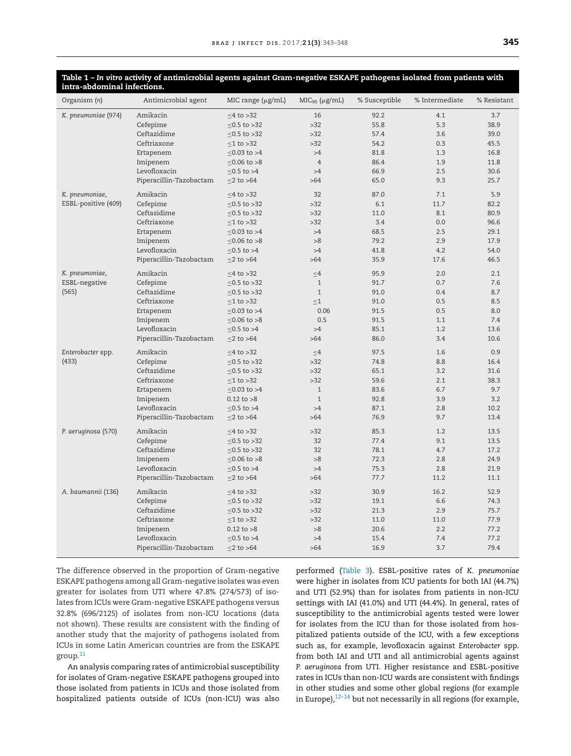**Table 1 – *In vitro* activity of antimicrobial agents against Gram-negative ESKAPE pathogens isolated from patients with intra-abdominal infections.**

| Organism (n) | Antimicrobial agent | MIC range (μg/mL) | $MIC_{90}$ (μg/mL) | % Susceptible | % Intermediate | % Resistant |
|---|---|---|---|---|---|---|
| *K. pneumoniae* (974) | Amikacin | ≤4 to >32 | 16 | 92.2 | 4.1 | 3.7 |
| | Cefepime | ≤0.5 to >32 | >32 | 55.8 | 5.3 | 38.9 |
| | Ceftazidime | ≤0.5 to >32 | >32 | 57.4 | 3.6 | 39.0 |
| | Ceftriaxone | ≤1 to >32 | >32 | 54.2 | 0.3 | 45.5 |
| | Ertapenem | ≤0.03 to >4 | >4 | 81.8 | 1.3 | 16.8 |
| | Imipenem | ≤0.06 to >8 | 4 | 86.4 | 1.9 | 11.8 |
| | Levofloxacin | ≤0.5 to >4 | >4 | 66.9 | 2.5 | 30.6 |
| | Piperacillin-Tazobactam | ≤2 to >64 | >64 | 65.0 | 9.3 | 25.7 |
| *K. pneumoniae*, ESBL-positive (409) | Amikacin | ≤4 to >32 | 32 | 87.0 | 7.1 | 5.9 |
| | Cefepime | ≤0.5 to >32 | >32 | 6.1 | 11.7 | 82.2 |
| | Ceftazidime | ≤0.5 to >32 | >32 | 11.0 | 8.1 | 80.9 |
| | Ceftriaxone | ≤1 to >32 | >32 | 3.4 | 0.0 | 96.6 |
| | Ertapenem | ≤0.03 to >4 | >4 | 68.5 | 2.5 | 29.1 |
| | Imipenem | ≤0.06 to >8 | >8 | 79.2 | 2.9 | 17.9 |
| | Levofloxacin | ≤0.5 to >4 | >4 | 41.8 | 4.2 | 54.0 |
| | Piperacillin-Tazobactam | ≤2 to >64 | >64 | 35.9 | 17.6 | 46.5 |
| *K. pneumoniae*, ESBL-negative (565) | Amikacin | ≤4 to >32 | ≤4 | 95.9 | 2.0 | 2.1 |
| | Cefepime | ≤0.5 to >32 | 1 | 91.7 | 0.7 | 7.6 |
| | Ceftazidime | ≤0.5 to >32 | 1 | 91.0 | 0.4 | 8.7 |
| | Ceftriaxone | ≤1 to >32 | ≤1 | 91.0 | 0.5 | 8.5 |
| | Ertapenem | ≤0.03 to >4 | 0.06 | 91.5 | 0.5 | 8.0 |
| | Imipenem | ≤0.06 to >8 | 0.5 | 91.5 | 1.1 | 7.4 |
| | Levofloxacin | ≤0.5 to >4 | >4 | 85.1 | 1.2 | 13.6 |
| | Piperacillin-Tazobactam | ≤2 to >64 | >64 | 86.0 | 3.4 | 10.6 |
| *Enterobacter* spp. (433) | Amikacin | ≤4 to >32 | ≤4 | 97.5 | 1.6 | 0.9 |
| | Cefepime | ≤0.5 to >32 | >32 | 74.8 | 8.8 | 16.4 |
| | Ceftazidime | ≤0.5 to >32 | >32 | 65.1 | 3.2 | 31.6 |
| | Ceftriaxone | ≤1 to >32 | >32 | 59.6 | 2.1 | 38.3 |
| | Ertapenem | ≤0.03 to >4 | 1 | 83.6 | 6.7 | 9.7 |
| | Imipenem | 0.12 to >8 | 1 | 92.8 | 3.9 | 3.2 |
| | Levofloxacin | ≤0.5 to >4 | >4 | 87.1 | 2.8 | 10.2 |
| | Piperacillin-Tazobactam | ≤2 to >64 | >64 | 76.9 | 9.7 | 13.4 |
| *P. aeruginosa* (570) | Amikacin | ≤4 to >32 | >32 | 85.3 | 1.2 | 13.5 |
| | Cefepime | ≤0.5 to >32 | 32 | 77.4 | 9.1 | 13.5 |
| | Ceftazidime | ≤0.5 to >32 | 32 | 78.1 | 4.7 | 17.2 |
| | Imipenem | ≤0.06 to >8 | >8 | 72.3 | 2.8 | 24.9 |
| | Levofloxacin | ≤0.5 to >4 | >4 | 75.3 | 2.8 | 21.9 |
| | Piperacillin-Tazobactam | ≤2 to >64 | >64 | 77.7 | 11.2 | 11.1 |
| *A. baumannii* (136) | Amikacin | ≤4 to >32 | >32 | 30.9 | 16.2 | 52.9 |
| | Cefepime | ≤0.5 to >32 | >32 | 19.1 | 6.6 | 74.3 |
| | Ceftazidime | ≤0.5 to >32 | >32 | 21.3 | 2.9 | 75.7 |
| | Ceftriaxone | ≤1 to >32 | >32 | 11.0 | 11.0 | 77.9 |
| | Imipenem | 0.12 to >8 | >8 | 20.6 | 2.2 | 77.2 |
| | Levofloxacin | ≤0.5 to >4 | >4 | 15.4 | 7.4 | 77.2 |
| | Piperacillin-Tazobactam | ≤2 to >64 | >64 | 16.9 | 3.7 | 79.4 |

The difference observed in the proportion of Gram-negative ESKAPE pathogens among all Gram-negative isolates was even greater for isolates from UTI where 47.8% (274/573) of isolates from ICUs were Gram-negative ESKAPE pathogens versus 32.8% (696/2125) of isolates from non-ICU locations (data not shown). These results are consistent with the finding of another study that the majority of pathogens isolated from ICUs in some Latin American countries are from the ESKAPE group.[11]

An analysis comparing rates of antimicrobial susceptibility for isolates of Gram-negative ESKAPE pathogens grouped into those isolated from patients in ICUs and those isolated from hospitalized patients outside of ICUs (non-ICU) was also performed (Table 3). ESBL-positive rates of *K. pneumoniae* were higher in isolates from ICU patients for both IAI (44.7%) and UTI (52.9%) than for isolates from patients in non-ICU settings with IAI (41.0%) and UTI (44.4%). In general, rates of susceptibility to the antimicrobial agents tested were lower for isolates from the ICU than for those isolated from hospitalized patients outside of the ICU, with a few exceptions such as, for example, levofloxacin against *Enterobacter* spp. from both IAI and UTI and all antimicrobial agents against *P. aeruginosa* from UTI. Higher resistance and ESBL-positive rates in ICUs than non-ICU wards are consistent with findings in other studies and some other global regions (for example in Europe),[12–14] but not necessarily in all regions (for example,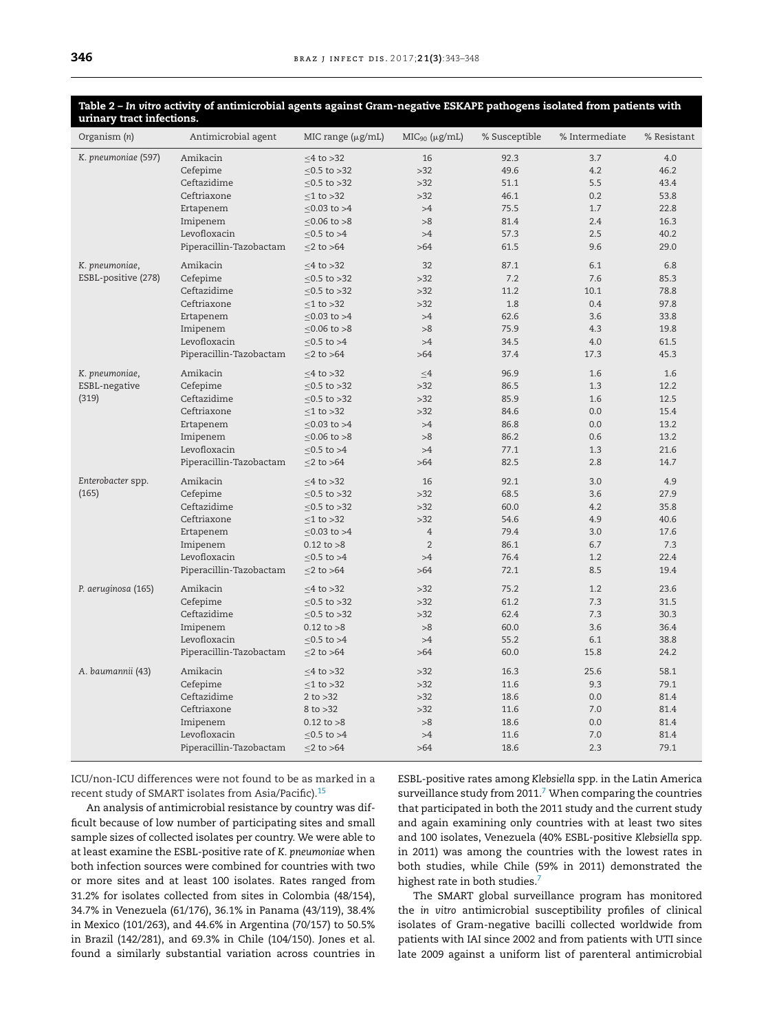**Table 2 – *In vitro* activity of antimicrobial agents against Gram-negative ESKAPE pathogens isolated from patients with urinary tract infections.**

| Organism (*n*) | Antimicrobial agent | MIC range (μg/mL) | $MIC_{90}$ (μg/mL) | % Susceptible | % Intermediate | % Resistant |
|---|---|---|---|---|---|---|
| *K. pneumoniae* (597) | Amikacin | ≤4 to >32 | 16 | 92.3 | 3.7 | 4.0 |
| | Cefepime | ≤0.5 to >32 | >32 | 49.6 | 4.2 | 46.2 |
| | Ceftazidime | ≤0.5 to >32 | >32 | 51.1 | 5.5 | 43.4 |
| | Ceftriaxone | ≤1 to >32 | >32 | 46.1 | 0.2 | 53.8 |
| | Ertapenem | ≤0.03 to >4 | >4 | 75.5 | 1.7 | 22.8 |
| | Imipenem | ≤0.06 to >8 | >8 | 81.4 | 2.4 | 16.3 |
| | Levofloxacin | ≤0.5 to >4 | >4 | 57.3 | 2.5 | 40.2 |
| | Piperacillin-Tazobactam | ≤2 to >64 | >64 | 61.5 | 9.6 | 29.0 |
| *K. pneumoniae*, ESBL-positive (278) | Amikacin | ≤4 to >32 | 32 | 87.1 | 6.1 | 6.8 |
| | Cefepime | ≤0.5 to >32 | >32 | 7.2 | 7.6 | 85.3 |
| | Ceftazidime | ≤0.5 to >32 | >32 | 11.2 | 10.1 | 78.8 |
| | Ceftriaxone | ≤1 to >32 | >32 | 1.8 | 0.4 | 97.8 |
| | Ertapenem | ≤0.03 to >4 | >4 | 62.6 | 3.6 | 33.8 |
| | Imipenem | ≤0.06 to >8 | >8 | 75.9 | 4.3 | 19.8 |
| | Levofloxacin | ≤0.5 to >4 | >4 | 34.5 | 4.0 | 61.5 |
| | Piperacillin-Tazobactam | ≤2 to >64 | >64 | 37.4 | 17.3 | 45.3 |
| *K. pneumoniae*, ESBL-negative (319) | Amikacin | ≤4 to >32 | ≤4 | 96.9 | 1.6 | 1.6 |
| | Cefepime | ≤0.5 to >32 | >32 | 86.5 | 1.3 | 12.2 |
| | Ceftazidime | ≤0.5 to >32 | >32 | 85.9 | 1.6 | 12.5 |
| | Ceftriaxone | ≤1 to >32 | >32 | 84.6 | 0.0 | 15.4 |
| | Ertapenem | ≤0.03 to >4 | >4 | 86.8 | 0.0 | 13.2 |
| | Imipenem | ≤0.06 to >8 | >8 | 86.2 | 0.6 | 13.2 |
| | Levofloxacin | ≤0.5 to >4 | >4 | 77.1 | 1.3 | 21.6 |
| | Piperacillin-Tazobactam | ≤2 to >64 | >64 | 82.5 | 2.8 | 14.7 |
| *Enterobacter* spp. (165) | Amikacin | ≤4 to >32 | 16 | 92.1 | 3.0 | 4.9 |
| | Cefepime | ≤0.5 to >32 | >32 | 68.5 | 3.6 | 27.9 |
| | Ceftazidime | ≤0.5 to >32 | >32 | 60.0 | 4.2 | 35.8 |
| | Ceftriaxone | ≤1 to >32 | >32 | 54.6 | 4.9 | 40.6 |
| | Ertapenem | ≤0.03 to >4 | 4 | 79.4 | 3.0 | 17.6 |
| | Imipenem | 0.12 to >8 | 2 | 86.1 | 6.7 | 7.3 |
| | Levofloxacin | ≤0.5 to >4 | >4 | 76.4 | 1.2 | 22.4 |
| | Piperacillin-Tazobactam | ≤2 to >64 | >64 | 72.1 | 8.5 | 19.4 |
| *P. aeruginosa* (165) | Amikacin | ≤4 to >32 | >32 | 75.2 | 1.2 | 23.6 |
| | Cefepime | ≤0.5 to >32 | >32 | 61.2 | 7.3 | 31.5 |
| | Ceftazidime | ≤0.5 to >32 | >32 | 62.4 | 7.3 | 30.3 |
| | Imipenem | 0.12 to >8 | >8 | 60.0 | 3.6 | 36.4 |
| | Levofloxacin | ≤0.5 to >4 | >4 | 55.2 | 6.1 | 38.8 |
| | Piperacillin-Tazobactam | ≤2 to >64 | >64 | 60.0 | 15.8 | 24.2 |
| *A. baumannii* (43) | Amikacin | ≤4 to >32 | >32 | 16.3 | 25.6 | 58.1 |
| | Cefepime | ≤1 to >32 | >32 | 11.6 | 9.3 | 79.1 |
| | Ceftazidime | 2 to >32 | >32 | 18.6 | 0.0 | 81.4 |
| | Ceftriaxone | 8 to >32 | >32 | 11.6 | 7.0 | 81.4 |
| | Imipenem | 0.12 to >8 | >8 | 18.6 | 0.0 | 81.4 |
| | Levofloxacin | ≤0.5 to >4 | >4 | 11.6 | 7.0 | 81.4 |
| | Piperacillin-Tazobactam | ≤2 to >64 | >64 | 18.6 | 2.3 | 79.1 |

ICU/non-ICU differences were not found to be as marked in a recent study of SMART isolates from Asia/Pacific).[15]

An analysis of antimicrobial resistance by country was difficult because of low number of participating sites and small sample sizes of collected isolates per country. We were able to at least examine the ESBL-positive rate of *K. pneumoniae* when both infection sources were combined for countries with two or more sites and at least 100 isolates. Rates ranged from 31.2% for isolates collected from sites in Colombia (48/154), 34.7% in Venezuela (61/176), 36.1% in Panama (43/119), 38.4% in Mexico (101/263), and 44.6% in Argentina (70/157) to 50.5% in Brazil (142/281), and 69.3% in Chile (104/150). Jones et al. found a similarly substantial variation across countries in ESBL-positive rates among *Klebsiella* spp. in the Latin America surveillance study from 2011.[7] When comparing the countries that participated in both the 2011 study and the current study and again examining only countries with at least two sites and 100 isolates, Venezuela (40% ESBL-positive *Klebsiella* spp. in 2011) was among the countries with the lowest rates in both studies, while Chile (59% in 2011) demonstrated the highest rate in both studies.[7]

The SMART global surveillance program has monitored the *in vitro* antimicrobial susceptibility profiles of clinical isolates of Gram-negative bacilli collected worldwide from patients with IAI since 2002 and from patients with UTI since late 2009 against a uniform list of parenteral antimicrobial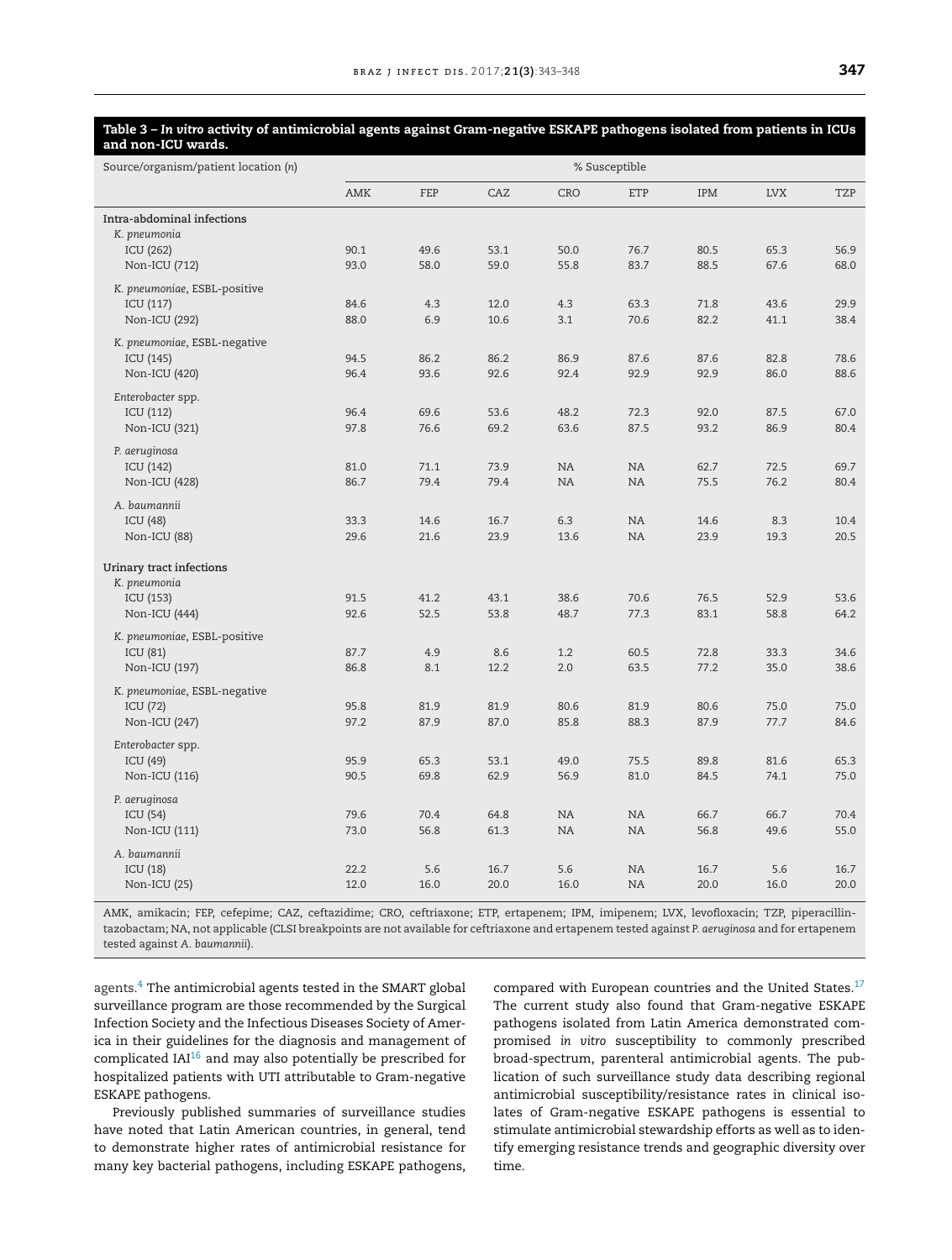**Table 3 – *In vitro* activity of antimicrobial agents against Gram-negative ESKAPE pathogens isolated from patients in ICUs and non-ICU wards.**

| Source/organism/patient location (*n*) | % Susceptible | | | | | | | |
|---|---|---|---|---|---|---|---|---|
| | AMK | FEP | CAZ | CRO | ETP | IPM | LVX | TZP |
| **Intra-abdominal infections** | | | | | | | | |
| *K. pneumonia* | | | | | | | | |
| ICU (262) | 90.1 | 49.6 | 53.1 | 50.0 | 76.7 | 80.5 | 65.3 | 56.9 |
| Non-ICU (712) | 93.0 | 58.0 | 59.0 | 55.8 | 83.7 | 88.5 | 67.6 | 68.0 |
| *K. pneumoniae*, ESBL-positive | | | | | | | | |
| ICU (117) | 84.6 | 4.3 | 12.0 | 4.3 | 63.3 | 71.8 | 43.6 | 29.9 |
| Non-ICU (292) | 88.0 | 6.9 | 10.6 | 3.1 | 70.6 | 82.2 | 41.1 | 38.4 |
| *K. pneumoniae*, ESBL-negative | | | | | | | | |
| ICU (145) | 94.5 | 86.2 | 86.2 | 86.9 | 87.6 | 87.6 | 82.8 | 78.6 |
| Non-ICU (420) | 96.4 | 93.6 | 92.6 | 92.4 | 92.9 | 92.9 | 86.0 | 88.6 |
| *Enterobacter* spp. | | | | | | | | |
| ICU (112) | 96.4 | 69.6 | 53.6 | 48.2 | 72.3 | 92.0 | 87.5 | 67.0 |
| Non-ICU (321) | 97.8 | 76.6 | 69.2 | 63.6 | 87.5 | 93.2 | 86.9 | 80.4 |
| *P. aeruginosa* | | | | | | | | |
| ICU (142) | 81.0 | 71.1 | 73.9 | NA | NA | 62.7 | 72.5 | 69.7 |
| Non-ICU (428) | 86.7 | 79.4 | 79.4 | NA | NA | 75.5 | 76.2 | 80.4 |
| *A. baumannii* | | | | | | | | |
| ICU (48) | 33.3 | 14.6 | 16.7 | 6.3 | NA | 14.6 | 8.3 | 10.4 |
| Non-ICU (88) | 29.6 | 21.6 | 23.9 | 13.6 | NA | 23.9 | 19.3 | 20.5 |
| **Urinary tract infections** | | | | | | | | |
| *K. pneumonia* | | | | | | | | |
| ICU (153) | 91.5 | 41.2 | 43.1 | 38.6 | 70.6 | 76.5 | 52.9 | 53.6 |
| Non-ICU (444) | 92.6 | 52.5 | 53.8 | 48.7 | 77.3 | 83.1 | 58.8 | 64.2 |
| *K. pneumoniae*, ESBL-positive | | | | | | | | |
| ICU (81) | 87.7 | 4.9 | 8.6 | 1.2 | 60.5 | 72.8 | 33.3 | 34.6 |
| Non-ICU (197) | 86.8 | 8.1 | 12.2 | 2.0 | 63.5 | 77.2 | 35.0 | 38.6 |
| *K. pneumoniae*, ESBL-negative | | | | | | | | |
| ICU (72) | 95.8 | 81.9 | 81.9 | 80.6 | 81.9 | 80.6 | 75.0 | 75.0 |
| Non-ICU (247) | 97.2 | 87.9 | 87.0 | 85.8 | 88.3 | 87.9 | 77.7 | 84.6 |
| *Enterobacter* spp. | | | | | | | | |
| ICU (49) | 95.9 | 65.3 | 53.1 | 49.0 | 75.5 | 89.8 | 81.6 | 65.3 |
| Non-ICU (116) | 90.5 | 69.8 | 62.9 | 56.9 | 81.0 | 84.5 | 74.1 | 75.0 |
| *P. aeruginosa* | | | | | | | | |
| ICU (54) | 79.6 | 70.4 | 64.8 | NA | NA | 66.7 | 66.7 | 70.4 |
| Non-ICU (111) | 73.0 | 56.8 | 61.3 | NA | NA | 56.8 | 49.6 | 55.0 |
| *A. baumannii* | | | | | | | | |
| ICU (18) | 22.2 | 5.6 | 16.7 | 5.6 | NA | 16.7 | 5.6 | 16.7 |
| Non-ICU (25) | 12.0 | 16.0 | 20.0 | 16.0 | NA | 20.0 | 16.0 | 20.0 |

AMK, amikacin; FEP, cefepime; CAZ, ceftazidime; CRO, ceftriaxone; ETP, ertapenem; IPM, imipenem; LVX, levofloxacin; TZP, piperacillin-tazobactam; NA, not applicable (CLSI breakpoints are not available for ceftriaxone and ertapenem tested against *P. aeruginosa* and for ertapenem tested against *A. baumannii*).

agents.[4] The antimicrobial agents tested in the SMART global surveillance program are those recommended by the Surgical Infection Society and the Infectious Diseases Society of America in their guidelines for the diagnosis and management of complicated IAI[16] and may also potentially be prescribed for hospitalized patients with UTI attributable to Gram-negative ESKAPE pathogens.

Previously published summaries of surveillance studies have noted that Latin American countries, in general, tend to demonstrate higher rates of antimicrobial resistance for many key bacterial pathogens, including ESKAPE pathogens, compared with European countries and the United States.[17] The current study also found that Gram-negative ESKAPE pathogens isolated from Latin America demonstrated compromised *in vitro* susceptibility to commonly prescribed broad-spectrum, parenteral antimicrobial agents. The publication of such surveillance study data describing regional antimicrobial susceptibility/resistance rates in clinical isolates of Gram-negative ESKAPE pathogens is essential to stimulate antimicrobial stewardship efforts as well as to identify emerging resistance trends and geographic diversity over time.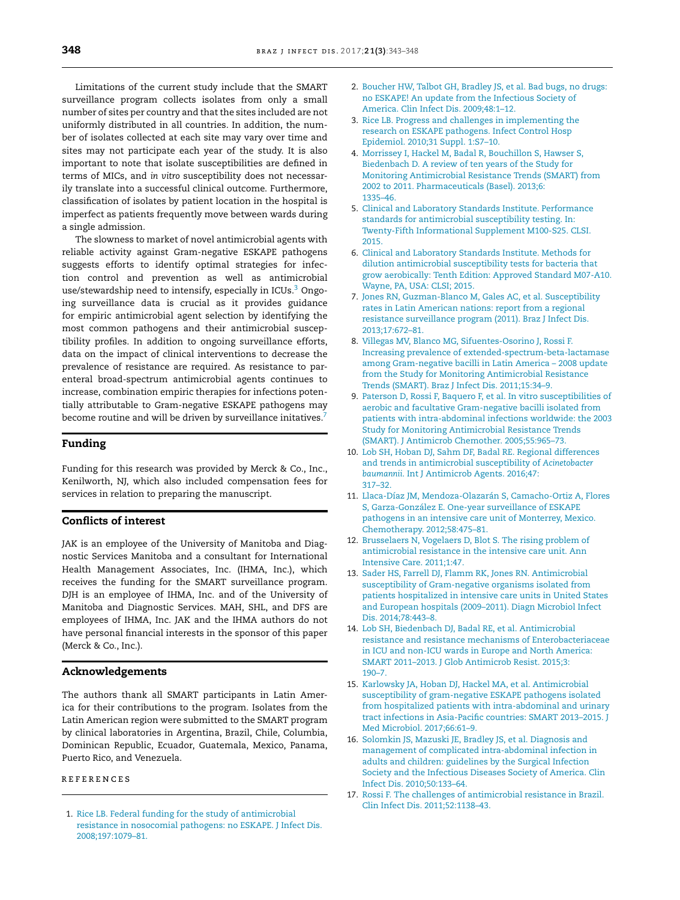Limitations of the current study include that the SMART surveillance program collects isolates from only a small number of sites per country and that the sites included are not uniformly distributed in all countries. In addition, the number of isolates collected at each site may vary over time and sites may not participate each year of the study. It is also important to note that isolate susceptibilities are defined in terms of MICs, and *in vitro* susceptibility does not necessarily translate into a successful clinical outcome. Furthermore, classification of isolates by patient location in the hospital is imperfect as patients frequently move between wards during a single admission.

The slowness to market of novel antimicrobial agents with reliable activity against Gram-negative ESKAPE pathogens suggests efforts to identify optimal strategies for infection control and prevention as well as antimicrobial use/stewardship need to intensify, especially in ICUs.[3] Ongoing surveillance data is crucial as it provides guidance for empiric antimicrobial agent selection by identifying the most common pathogens and their antimicrobial susceptibility profiles. In addition to ongoing surveillance efforts, data on the impact of clinical interventions to decrease the prevalence of resistance are required. As resistance to parenteral broad-spectrum antimicrobial agents continues to increase, combination empiric therapies for infections potentially attributable to Gram-negative ESKAPE pathogens may become routine and will be driven by surveillance initatives.[7]

## Funding

Funding for this research was provided by Merck & Co., Inc., Kenilworth, NJ, which also included compensation fees for services in relation to preparing the manuscript.

## Conflicts of interest

JAK is an employee of the University of Manitoba and Diagnostic Services Manitoba and a consultant for International Health Management Associates, Inc. (IHMA, Inc.), which receives the funding for the SMART surveillance program. DJH is an employee of IHMA, Inc. and of the University of Manitoba and Diagnostic Services. MAH, SHL, and DFS are employees of IHMA, Inc. JAK and the IHMA authors do not have personal financial interests in the sponsor of this paper (Merck & Co., Inc.).

## Acknowledgements

The authors thank all SMART participants in Latin America for their contributions to the program. Isolates from the Latin American region were submitted to the SMART program by clinical laboratories in Argentina, Brazil, Chile, Columbia, Dominican Republic, Ecuador, Guatemala, Mexico, Panama, Puerto Rico, and Venezuela.

## REFERENCES

1. Rice LB. Federal funding for the study of antimicrobial resistance in nosocomial pathogens: no ESKAPE. J Infect Dis. 2008;197:1079–81.
2. Boucher HW, Talbot GH, Bradley JS, et al. Bad bugs, no drugs: no ESKAPE! An update from the Infectious Society of America. Clin Infect Dis. 2009;48:1–12.
3. Rice LB. Progress and challenges in implementing the research on ESKAPE pathogens. Infect Control Hosp Epidemiol. 2010;31 Suppl. 1:S7–10.
4. Morrissey I, Hackel M, Badal R, Bouchillon S, Hawser S, Biedenbach D. A review of ten years of the Study for Monitoring Antimicrobial Resistance Trends (SMART) from 2002 to 2011. Pharmaceuticals (Basel). 2013;6: 1335–46.
5. Clinical and Laboratory Standards Institute. Performance standards for antimicrobial susceptibility testing. In: Twenty-Fifth Informational Supplement M100-S25. CLSI. 2015.
6. Clinical and Laboratory Standards Institute. Methods for dilution antimicrobial susceptibility tests for bacteria that grow aerobically: Tenth Edition: Approved Standard M07-A10. Wayne, PA, USA: CLSI; 2015.
7. Jones RN, Guzman-Blanco M, Gales AC, et al. Susceptibility rates in Latin American nations: report from a regional resistance surveillance program (2011). Braz J Infect Dis. 2013;17:672–81.
8. Villegas MV, Blanco MG, Sifuentes-Osorino J, Rossi F. Increasing prevalence of extended-spectrum-beta-lactamase among Gram-negative bacilli in Latin America – 2008 update from the Study for Monitoring Antimicrobial Resistance Trends (SMART). Braz J Infect Dis. 2011;15:34–9.
9. Paterson D, Rossi F, Baquero F, et al. In vitro susceptibilities of aerobic and facultative Gram-negative bacilli isolated from patients with intra-abdominal infections worldwide: the 2003 Study for Monitoring Antimicrobial Resistance Trends (SMART). J Antimicrob Chemother. 2005;55:965–73.
10. Lob SH, Hoban DJ, Sahm DF, Badal RE. Regional differences and trends in antimicrobial susceptibility of *Acinetobacter baumannii*. Int J Antimicrob Agents. 2016;47: 317–32.
11. Llaca-Díaz JM, Mendoza-Olazarán S, Camacho-Ortiz A, Flores S, Garza-González E. One-year surveillance of ESKAPE pathogens in an intensive care unit of Monterrey, Mexico. Chemotherapy. 2012;58:475–81.
12. Brusselaers N, Vogelaers D, Blot S. The rising problem of antimicrobial resistance in the intensive care unit. Ann Intensive Care. 2011;1:47.
13. Sader HS, Farrell DJ, Flamm RK, Jones RN. Antimicrobial susceptibility of Gram-negative organisms isolated from patients hospitalized in intensive care units in United States and European hospitals (2009–2011). Diagn Microbiol Infect Dis. 2014;78:443–8.
14. Lob SH, Biedenbach DJ, Badal RE, et al. Antimicrobial resistance and resistance mechanisms of Enterobacteriaceae in ICU and non-ICU wards in Europe and North America: SMART 2011–2013. J Glob Antimicrob Resist. 2015;3: 190–7.
15. Karlowsky JA, Hoban DJ, Hackel MA, et al. Antimicrobial susceptibility of gram-negative ESKAPE pathogens isolated from hospitalized patients with intra-abdominal and urinary tract infections in Asia-Pacific countries: SMART 2013–2015. J Med Microbiol. 2017;66:61–9.
16. Solomkin JS, Mazuski JE, Bradley JS, et al. Diagnosis and management of complicated intra-abdominal infection in adults and children: guidelines by the Surgical Infection Society and the Infectious Diseases Society of America. Clin Infect Dis. 2010;50:133–64.
17. Rossi F. The challenges of antimicrobial resistance in Brazil. Clin Infect Dis. 2011;52:1138–43.